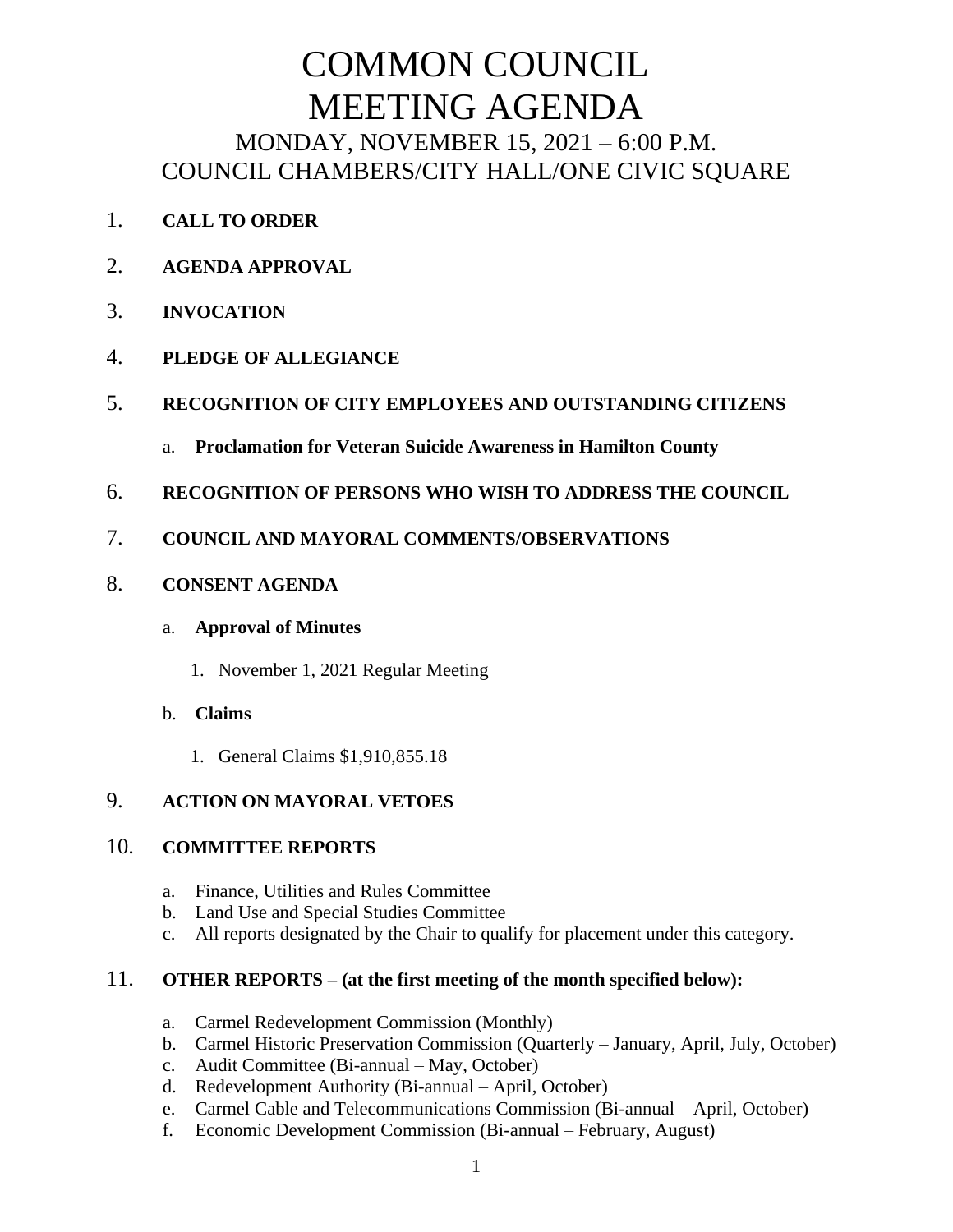# COMMON COUNCIL MEETING AGENDA

## MONDAY, NOVEMBER 15, 2021 – 6:00 P.M.
## COUNCIL CHAMBERS/CITY HALL/ONE CIVIC SQUARE

1. **CALL TO ORDER**

2. **AGENDA APPROVAL**

3. **INVOCATION**

4. **PLEDGE OF ALLEGIANCE**

5. **RECOGNITION OF CITY EMPLOYEES AND OUTSTANDING CITIZENS**

   a. **Proclamation for Veteran Suicide Awareness in Hamilton County**

6. **RECOGNITION OF PERSONS WHO WISH TO ADDRESS THE COUNCIL**

7. **COUNCIL AND MAYORAL COMMENTS/OBSERVATIONS**

8. **CONSENT AGENDA**

   a. **Approval of Minutes**

      1. November 1, 2021 Regular Meeting

   b. **Claims**

      1. General Claims $1,910,855.18

9. **ACTION ON MAYORAL VETOES**

10. **COMMITTEE REPORTS**

    a. Finance, Utilities and Rules Committee
    b. Land Use and Special Studies Committee
    c. All reports designated by the Chair to qualify for placement under this category.

11. **OTHER REPORTS – (at the first meeting of the month specified below):**

    a. Carmel Redevelopment Commission (Monthly)
    b. Carmel Historic Preservation Commission (Quarterly – January, April, July, October)
    c. Audit Committee (Bi-annual – May, October)
    d. Redevelopment Authority (Bi-annual – April, October)
    e. Carmel Cable and Telecommunications Commission (Bi-annual – April, October)
    f. Economic Development Commission (Bi-annual – February, August)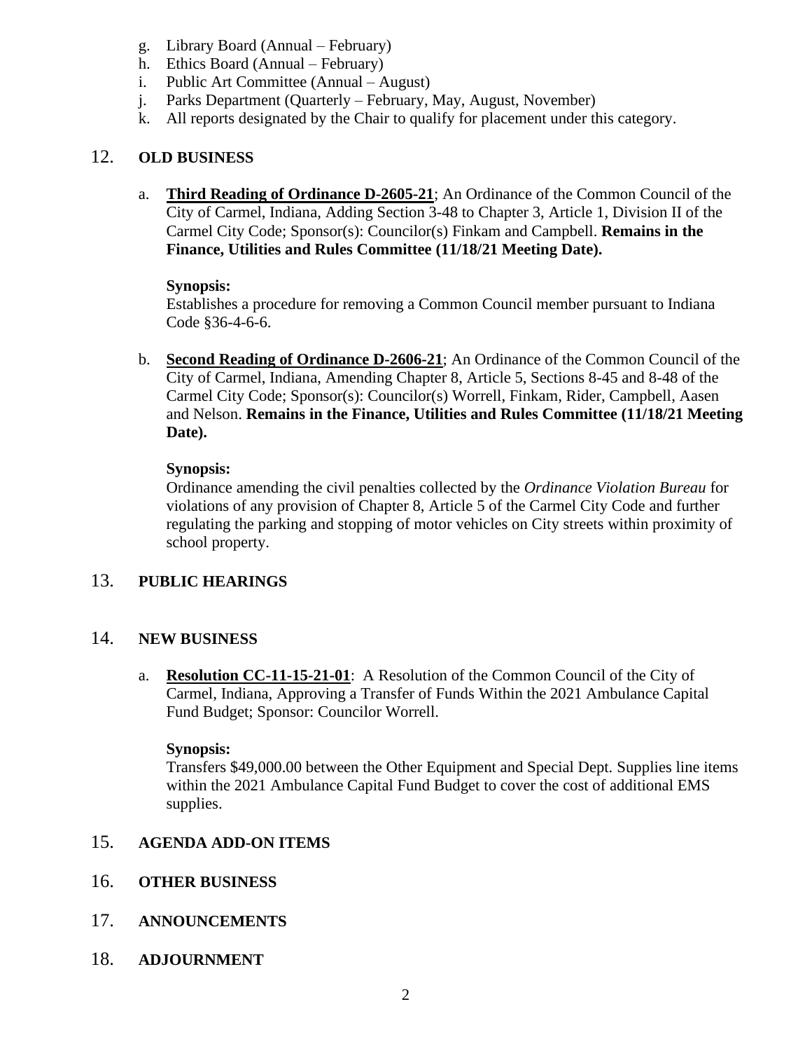g. Library Board (Annual – February)
h. Ethics Board (Annual – February)
i. Public Art Committee (Annual – August)
j. Parks Department (Quarterly – February, May, August, November)
k. All reports designated by the Chair to qualify for placement under this category.

## 12. OLD BUSINESS

a. **Third Reading of Ordinance D-2605-21**; An Ordinance of the Common Council of the City of Carmel, Indiana, Adding Section 3-48 to Chapter 3, Article 1, Division II of the Carmel City Code; Sponsor(s): Councilor(s) Finkam and Campbell. **Remains in the Finance, Utilities and Rules Committee (11/18/21 Meeting Date).**

**Synopsis:**
Establishes a procedure for removing a Common Council member pursuant to Indiana Code §36-4-6-6.

b. **Second Reading of Ordinance D-2606-21**; An Ordinance of the Common Council of the City of Carmel, Indiana, Amending Chapter 8, Article 5, Sections 8-45 and 8-48 of the Carmel City Code; Sponsor(s): Councilor(s) Worrell, Finkam, Rider, Campbell, Aasen and Nelson. **Remains in the Finance, Utilities and Rules Committee (11/18/21 Meeting Date).**

**Synopsis:**
Ordinance amending the civil penalties collected by the *Ordinance Violation Bureau* for violations of any provision of Chapter 8, Article 5 of the Carmel City Code and further regulating the parking and stopping of motor vehicles on City streets within proximity of school property.

## 13. PUBLIC HEARINGS

## 14. NEW BUSINESS

a. **Resolution CC-11-15-21-01**: A Resolution of the Common Council of the City of Carmel, Indiana, Approving a Transfer of Funds Within the 2021 Ambulance Capital Fund Budget; Sponsor: Councilor Worrell.

**Synopsis:**
Transfers $49,000.00 between the Other Equipment and Special Dept. Supplies line items within the 2021 Ambulance Capital Fund Budget to cover the cost of additional EMS supplies.

## 15. AGENDA ADD-ON ITEMS

## 16. OTHER BUSINESS

## 17. ANNOUNCEMENTS

## 18. ADJOURNMENT